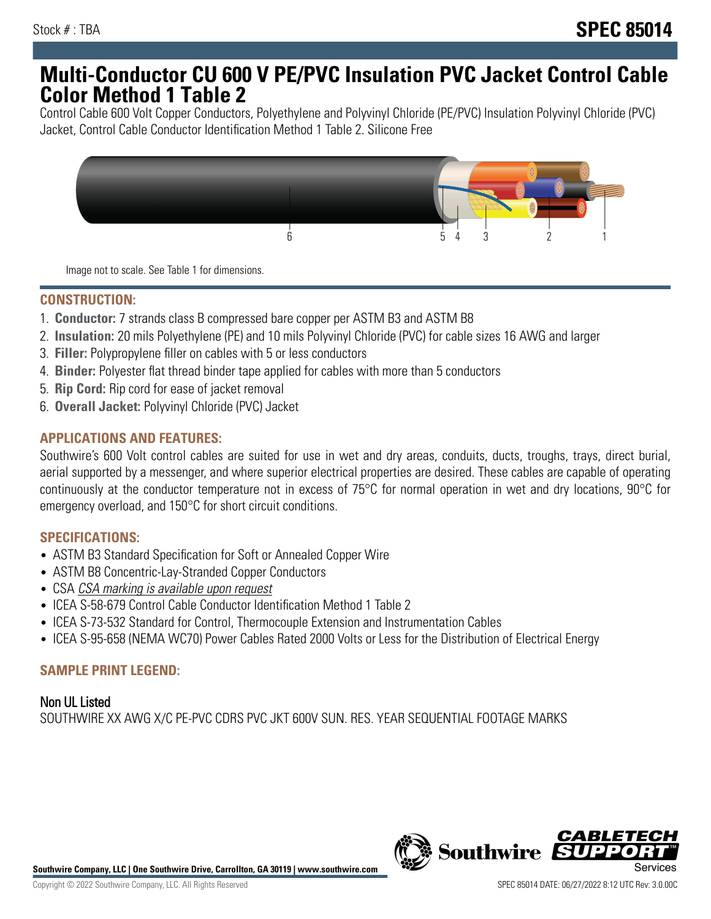Stock # : TBA

# SPEC 85014

# Multi-Conductor CU 600 V PE/PVC Insulation PVC Jacket Control Cable Color Method 1 Table 2

Control Cable 600 Volt Copper Conductors, Polyethylene and Polyvinyl Chloride (PE/PVC) Insulation Polyvinyl Chloride (PVC) Jacket, Control Cable Conductor Identification Method 1 Table 2. Silicone Free

Image not to scale. See Table 1 for dimensions.

## CONSTRUCTION:

1. **Conductor:** 7 strands class B compressed bare copper per ASTM B3 and ASTM B8
2. **Insulation:** 20 mils Polyethylene (PE) and 10 mils Polyvinyl Chloride (PVC) for cable sizes 16 AWG and larger
3. **Filler:** Polypropylene filler on cables with 5 or less conductors
4. **Binder:** Polyester flat thread binder tape applied for cables with more than 5 conductors
5. **Rip Cord:** Rip cord for ease of jacket removal
6. **Overall Jacket:** Polyvinyl Chloride (PVC) Jacket

## APPLICATIONS AND FEATURES:

Southwire's 600 Volt control cables are suited for use in wet and dry areas, conduits, ducts, troughs, trays, direct burial, aerial supported by a messenger, and where superior electrical properties are desired. These cables are capable of operating continuously at the conductor temperature not in excess of 75°C for normal operation in wet and dry locations, 90°C for emergency overload, and 150°C for short circuit conditions.

## SPECIFICATIONS:

- ASTM B3 Standard Specification for Soft or Annealed Copper Wire
- ASTM B8 Concentric-Lay-Stranded Copper Conductors
- CSA *CSA marking is available upon request*
- ICEA S-58-679 Control Cable Conductor Identification Method 1 Table 2
- ICEA S-73-532 Standard for Control, Thermocouple Extension and Instrumentation Cables
- ICEA S-95-658 (NEMA WC70) Power Cables Rated 2000 Volts or Less for the Distribution of Electrical Energy

## SAMPLE PRINT LEGEND:

### Non UL Listed

SOUTHWIRE XX AWG X/C PE-PVC CDRS PVC JKT 600V SUN. RES. YEAR SEQUENTIAL FOOTAGE MARKS

**Southwire Company, LLC | One Southwire Drive, Carrollton, GA 30119 | www.southwire.com**

Copyright © 2022 Southwire Company, LLC. All Rights Reserved

SPEC 85014 DATE: 06/27/2022 8:12 UTC Rev: 3.0.00C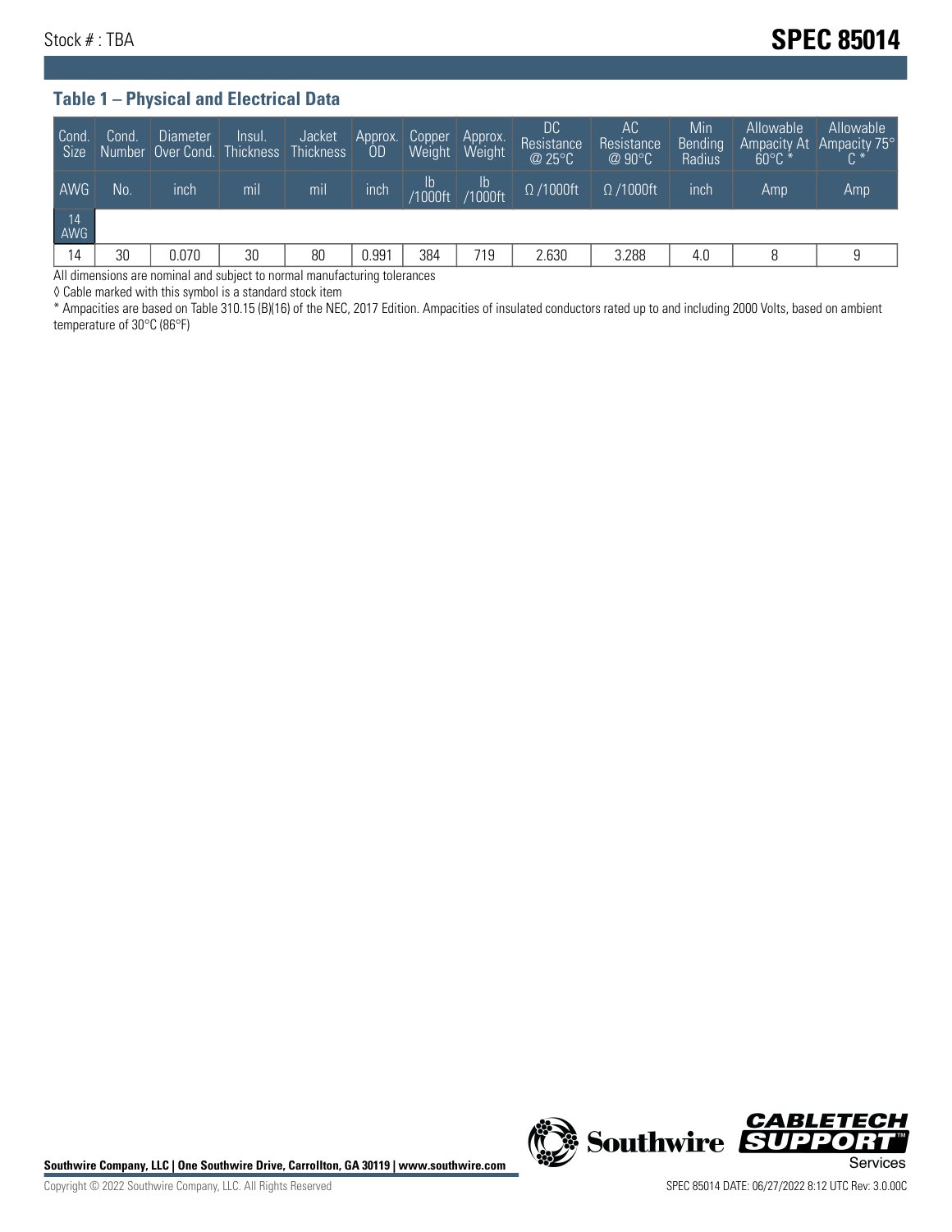### Table 1 – Physical and Electrical Data

| Cond. Size | Cond. Number | Diameter Over Cond. | Insul. Thickness | Jacket Thickness | Approx. OD | Copper Weight | Approx. Weight | DC Resistance @ 25°C | AC Resistance @ 90°C | Min Bending Radius | Allowable Ampacity At 60°C * | Allowable Ampacity 75°C * |
|---|---|---|---|---|---|---|---|---|---|---|---|---|
| AWG | No. | inch | mil | mil | inch | lb /1000ft | lb /1000ft | Ω /1000ft | Ω /1000ft | inch | Amp | Amp |
| 14 AWG | | | | | | | | | | | | |
| 14 | 30 | 0.070 | 30 | 80 | 0.991 | 384 | 719 | 2.630 | 3.288 | 4.0 | 8 | 9 |

All dimensions are nominal and subject to normal manufacturing tolerances

◊ Cable marked with this symbol is a standard stock item

* Ampacities are based on Table 310.15 (B)(16) of the NEC, 2017 Edition. Ampacities of insulated conductors rated up to and including 2000 Volts, based on ambient temperature of 30°C (86°F)